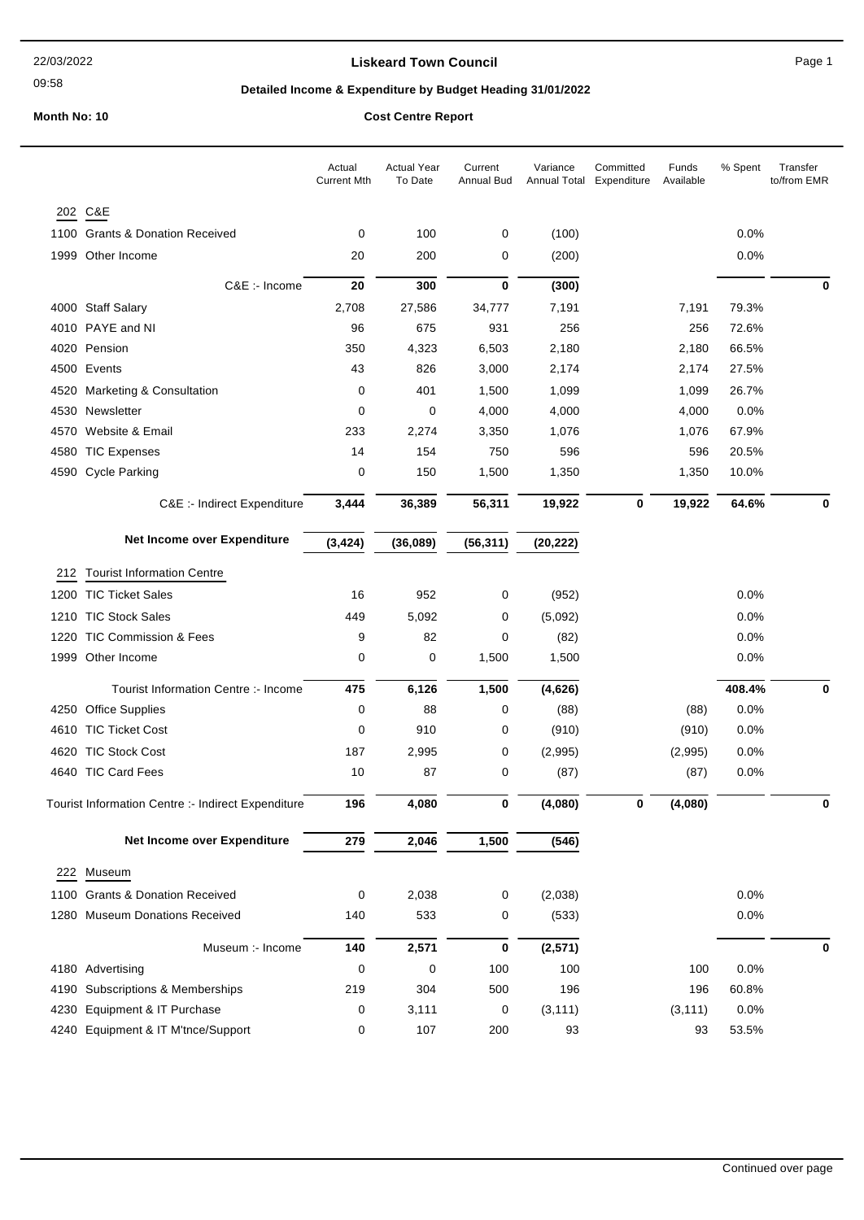# Liskeard Town Council

22/03/2022
09:58

## Detailed Income & Expenditure by Budget Heading 31/01/2022

**Month No: 10** — **Cost Centre Report**

| | | Actual Current Mth | Actual Year To Date | Current Annual Bud | Variance Annual Total | Committed Expenditure | Funds Available | % Spent | Transfer to/from EMR |
|---|---|---|---|---|---|---|---|---|---|
| **202** | **C&E** | | | | | | | | |
| 1100 | Grants & Donation Received | 0 | 100 | 0 | (100) | | | 0.0% | |
| 1999 | Other Income | 20 | 200 | 0 | (200) | | | 0.0% | |
| | C&E :- Income | **20** | **300** | **0** | **(300)** | | | | **0** |
| 4000 | Staff Salary | 2,708 | 27,586 | 34,777 | 7,191 | | 7,191 | 79.3% | |
| 4010 | PAYE and NI | 96 | 675 | 931 | 256 | | 256 | 72.6% | |
| 4020 | Pension | 350 | 4,323 | 6,503 | 2,180 | | 2,180 | 66.5% | |
| 4500 | Events | 43 | 826 | 3,000 | 2,174 | | 2,174 | 27.5% | |
| 4520 | Marketing & Consultation | 0 | 401 | 1,500 | 1,099 | | 1,099 | 26.7% | |
| 4530 | Newsletter | 0 | 0 | 4,000 | 4,000 | | 4,000 | 0.0% | |
| 4570 | Website & Email | 233 | 2,274 | 3,350 | 1,076 | | 1,076 | 67.9% | |
| 4580 | TIC Expenses | 14 | 154 | 750 | 596 | | 596 | 20.5% | |
| 4590 | Cycle Parking | 0 | 150 | 1,500 | 1,350 | | 1,350 | 10.0% | |
| | C&E :- Indirect Expenditure | **3,444** | **36,389** | **56,311** | **19,922** | **0** | **19,922** | **64.6%** | **0** |
| | **Net Income over Expenditure** | **(3,424)** | **(36,089)** | **(56,311)** | **(20,222)** | | | | |
| **212** | **Tourist Information Centre** | | | | | | | | |
| 1200 | TIC Ticket Sales | 16 | 952 | 0 | (952) | | | 0.0% | |
| 1210 | TIC Stock Sales | 449 | 5,092 | 0 | (5,092) | | | 0.0% | |
| 1220 | TIC Commission & Fees | 9 | 82 | 0 | (82) | | | 0.0% | |
| 1999 | Other Income | 0 | 0 | 1,500 | 1,500 | | | 0.0% | |
| | Tourist Information Centre :- Income | **475** | **6,126** | **1,500** | **(4,626)** | | | **408.4%** | **0** |
| 4250 | Office Supplies | 0 | 88 | 0 | (88) | | (88) | 0.0% | |
| 4610 | TIC Ticket Cost | 0 | 910 | 0 | (910) | | (910) | 0.0% | |
| 4620 | TIC Stock Cost | 187 | 2,995 | 0 | (2,995) | | (2,995) | 0.0% | |
| 4640 | TIC Card Fees | 10 | 87 | 0 | (87) | | (87) | 0.0% | |
| | Tourist Information Centre :- Indirect Expenditure | **196** | **4,080** | **0** | **(4,080)** | **0** | **(4,080)** | | **0** |
| | **Net Income over Expenditure** | **279** | **2,046** | **1,500** | **(546)** | | | | |
| **222** | **Museum** | | | | | | | | |
| 1100 | Grants & Donation Received | 0 | 2,038 | 0 | (2,038) | | | 0.0% | |
| 1280 | Museum Donations Received | 140 | 533 | 0 | (533) | | | 0.0% | |
| | Museum :- Income | **140** | **2,571** | **0** | **(2,571)** | | | | **0** |
| 4180 | Advertising | 0 | 0 | 100 | 100 | | 100 | 0.0% | |
| 4190 | Subscriptions & Memberships | 219 | 304 | 500 | 196 | | 196 | 60.8% | |
| 4230 | Equipment & IT Purchase | 0 | 3,111 | 0 | (3,111) | | (3,111) | 0.0% | |
| 4240 | Equipment & IT M'tnce/Support | 0 | 107 | 200 | 93 | | 93 | 53.5% | |

Continued over page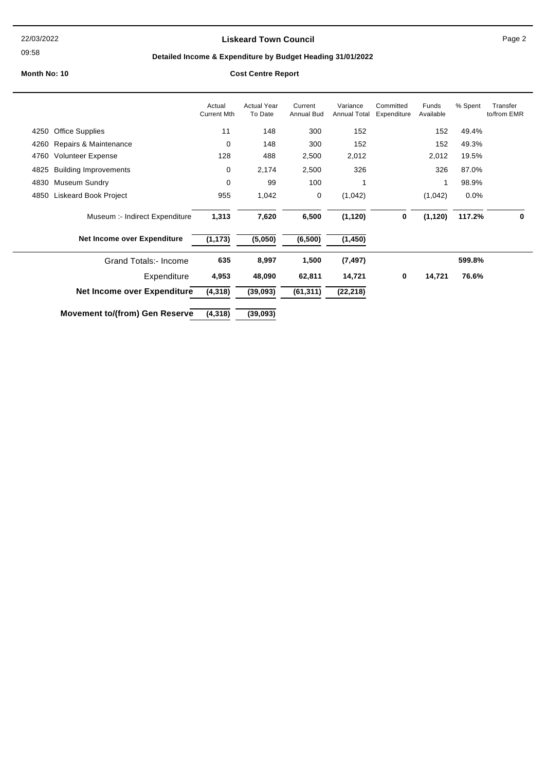**Liskeard Town Council**

**Detailed Income & Expenditure by Budget Heading 31/01/2022**

**Month No: 10**

**Cost Centre Report**

| | Actual Current Mth | Actual Year To Date | Current Annual Bud | Variance Annual Total | Committed Expenditure | Funds Available | % Spent | Transfer to/from EMR |
|---|---|---|---|---|---|---|---|---|
| 4250 Office Supplies | 11 | 148 | 300 | 152 | | 152 | 49.4% | |
| 4260 Repairs & Maintenance | 0 | 148 | 300 | 152 | | 152 | 49.3% | |
| 4760 Volunteer Expense | 128 | 488 | 2,500 | 2,012 | | 2,012 | 19.5% | |
| 4825 Building Improvements | 0 | 2,174 | 2,500 | 326 | | 326 | 87.0% | |
| 4830 Museum Sundry | 0 | 99 | 100 | 1 | | 1 | 98.9% | |
| 4850 Liskeard Book Project | 955 | 1,042 | 0 | (1,042) | | (1,042) | 0.0% | |
| Museum :- Indirect Expenditure | **1,313** | **7,620** | **6,500** | **(1,120)** | **0** | **(1,120)** | **117.2%** | **0** |
| **Net Income over Expenditure** | **(1,173)** | **(5,050)** | **(6,500)** | **(1,450)** | | | | |
| Grand Totals:- Income | **635** | **8,997** | **1,500** | **(7,497)** | | | **599.8%** | |
| Expenditure | **4,953** | **48,090** | **62,811** | **14,721** | **0** | **14,721** | **76.6%** | |
| **Net Income over Expenditure** | **(4,318)** | **(39,093)** | **(61,311)** | **(22,218)** | | | | |
| **Movement to/(from) Gen Reserve** | **(4,318)** | **(39,093)** | | | | | | |